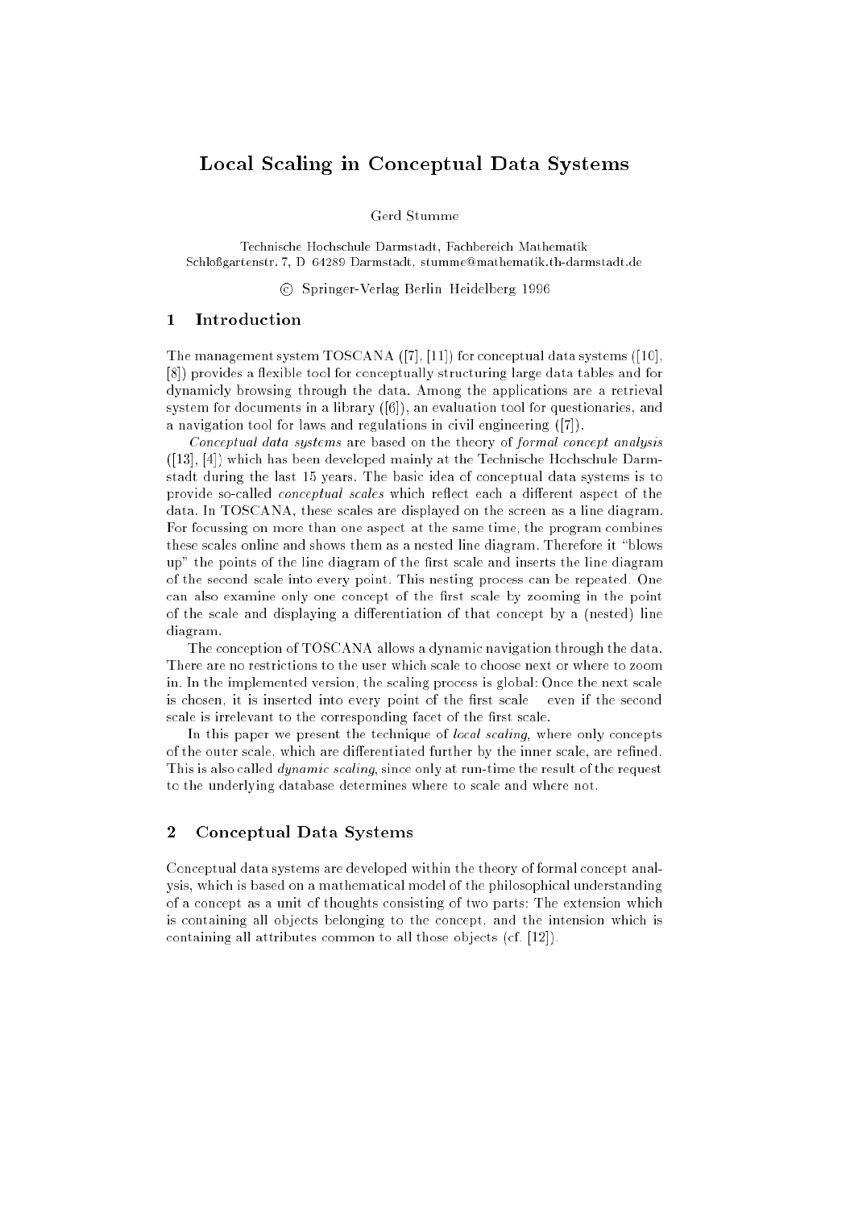# Local Scaling in Conceptual Data Systems

Gerd Stumme

Technische Hochschule Darmstadt, Fachbereich Mathematik
Schloßgartenstr. 7, D 64289 Darmstadt, stumme@mathematik.th-darmstadt.de

© Springer-Verlag Berlin Heidelberg 1996

## 1 Introduction

The management system TOSCANA ([7], [11]) for conceptual data systems ([10], [8]) provides a flexible tool for conceptually structuring large data tables and for dynamicly browsing through the data. Among the applications are a retrieval system for documents in a library ([6]), an evaluation tool for questionaries, and a navigation tool for laws and regulations in civil engineering ([7]).

*Conceptual data systems* are based on the theory of *formal concept analysis* ([13], [4]) which has been developed mainly at the Technische Hochschule Darmstadt during the last 15 years. The basic idea of conceptual data systems is to provide so-called *conceptual scales* which reflect each a different aspect of the data. In TOSCANA, these scales are displayed on the screen as a line diagram. For focussing on more than one aspect at the same time, the program combines these scales online and shows them as a nested line diagram. Therefore it "blows up" the points of the line diagram of the first scale and inserts the line diagram of the second scale into every point. This nesting process can be repeated. One can also examine only one concept of the first scale by zooming in the point of the scale and displaying a differentiation of that concept by a (nested) line diagram.

The conception of TOSCANA allows a dynamic navigation through the data. There are no restrictions to the user which scale to choose next or where to zoom in. In the implemented version, the scaling process is global: Once the next scale is chosen, it is inserted into every point of the first scale — even if the second scale is irrelevant to the corresponding facet of the first scale.

In this paper we present the technique of *local scaling*, where only concepts of the outer scale, which are differentiated further by the inner scale, are refined. This is also called *dynamic scaling*, since only at run-time the result of the request to the underlying database determines where to scale and where not.

## 2 Conceptual Data Systems

Conceptual data systems are developed within the theory of formal concept analysis, which is based on a mathematical model of the philosophical understanding of a concept as a unit of thoughts consisting of two parts: The extension which is containing all objects belonging to the concept, and the intension which is containing all attributes common to all those objects (cf. [12]).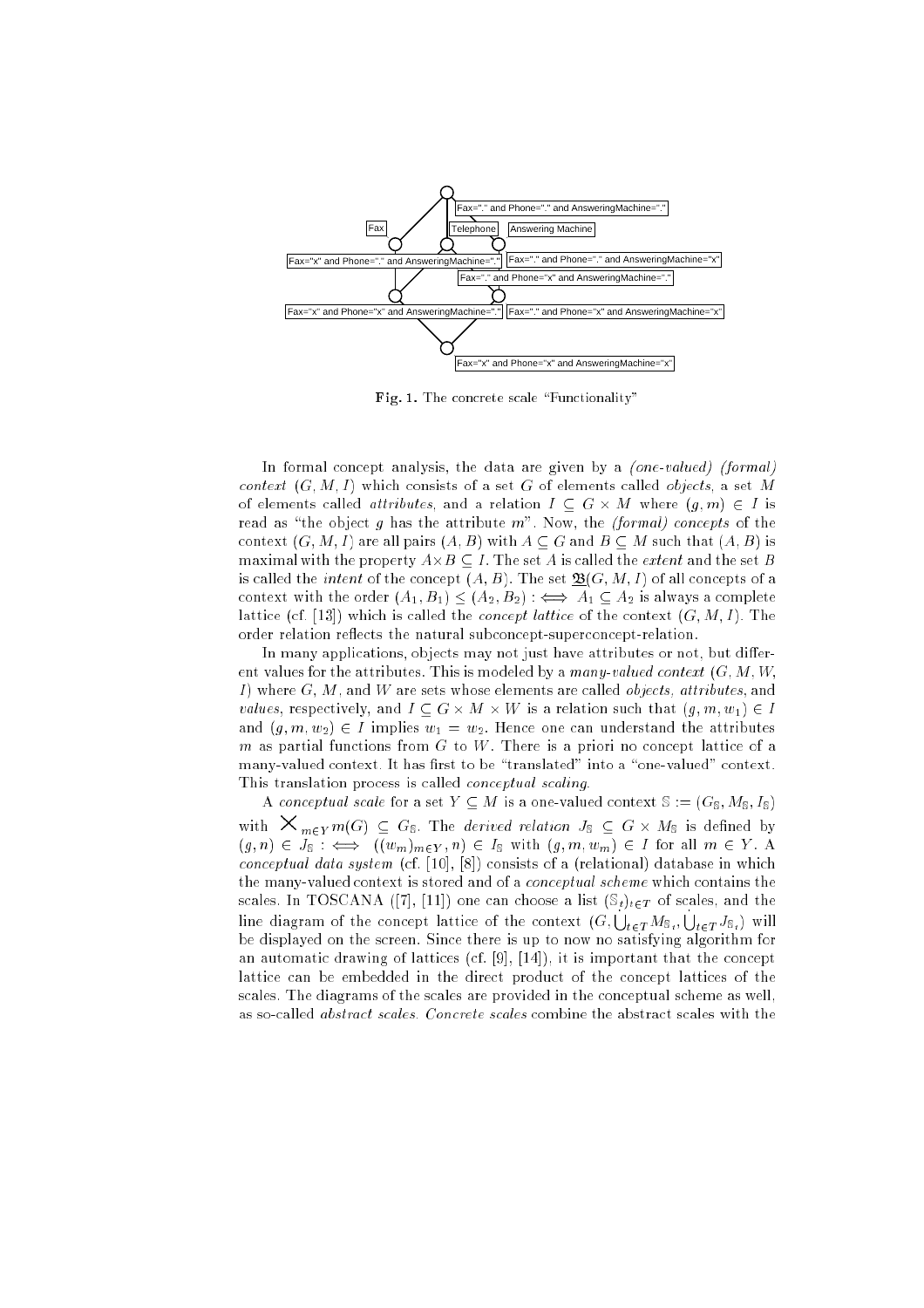Fax="." and Phone="." and AnsweringMachine="."

Fax

Telephone

Answering Machine

Fax="x" and Phone="." and AnsweringMachine="."

Fax="." and Phone="." and AnsweringMachine="x"

Fax="." and Phone="x" and AnsweringMachine="."

Fax="x" and Phone="x" and AnsweringMachine="."

Fax="." and Phone="x" and AnsweringMachine="x"

Fax="x" and Phone="x" and AnsweringMachine="x"

**Fig. 1.** The concrete scale "Functionality"

In formal concept analysis, the data are given by a *(one-valued) (formal) context* $(G, M, I)$ which consists of a set $G$ of elements called *objects*, a set $M$ of elements called *attributes*, and a relation $I \subseteq G \times M$ where $(g, m) \in I$ is read as "the object $g$ has the attribute $m$". Now, the *(formal) concepts* of the context $(G, M, I)$ are all pairs $(A, B)$ with $A \subseteq G$ and $B \subseteq M$ such that $(A, B)$ is maximal with the property $A \times B \subseteq I$. The set $A$ is called the *extent* and the set $B$ is called the *intent* of the concept $(A, B)$. The set $\mathfrak{B}(G, M, I)$ of all concepts of a context with the order $(A_1, B_1) \leq (A_2, B_2) :\iff A_1 \subseteq A_2$ is always a complete lattice (cf. [13]) which is called the *concept lattice* of the context $(G, M, I)$. The order relation reflects the natural subconcept-superconcept-relation.

In many applications, objects may not just have attributes or not, but different values for the attributes. This is modeled by a *many-valued context* $(G, M, W, I)$ where $G$, $M$, and $W$ are sets whose elements are called *objects, attributes*, and *values*, respectively, and $I \subseteq G \times M \times W$ is a relation such that $(g, m, w_1) \in I$ and $(g, m, w_2) \in I$ implies $w_1 = w_2$. Hence one can understand the attributes $m$ as partial functions from $G$ to $W$. There is a priori no concept lattice of a many-valued context. It has first to be "translated" into a "one-valued" context. This translation process is called *conceptual scaling*.

A *conceptual scale* for a set $Y \subseteq M$ is a one-valued context $\mathbb{S} := (G_{\mathbb{S}}, M_{\mathbb{S}}, I_{\mathbb{S}})$ with $\times_{m \in Y} m(G) \subseteq G_{\mathbb{S}}$. The *derived relation* $J_{\mathbb{S}} \subseteq G \times M_{\mathbb{S}}$ is defined by $(g, n) \in J_{\mathbb{S}} :\iff ((w_m)_{m \in Y}, n) \in I_{\mathbb{S}}$ with $(g, m, w_m) \in I$ for all $m \in Y$. A *conceptual data system* (cf. [10], [8]) consists of a (relational) database in which the many-valued context is stored and of a *conceptual scheme* which contains the scales. In TOSCANA ([7], [11]) one can choose a list $(\mathbb{S}_t)_{t \in T}$ of scales, and the line diagram of the concept lattice of the context $(G, \dot{\bigcup}_{t \in T} M_{\mathbb{S}_t}, \dot{\bigcup}_{t \in T} J_{\mathbb{S}_t})$ will be displayed on the screen. Since there is up to now no satisfying algorithm for an automatic drawing of lattices (cf. [9], [14]), it is important that the concept lattice can be embedded in the direct product of the concept lattices of the scales. The diagrams of the scales are provided in the conceptual scheme as well, as so-called *abstract scales*. *Concrete scales* combine the abstract scales with the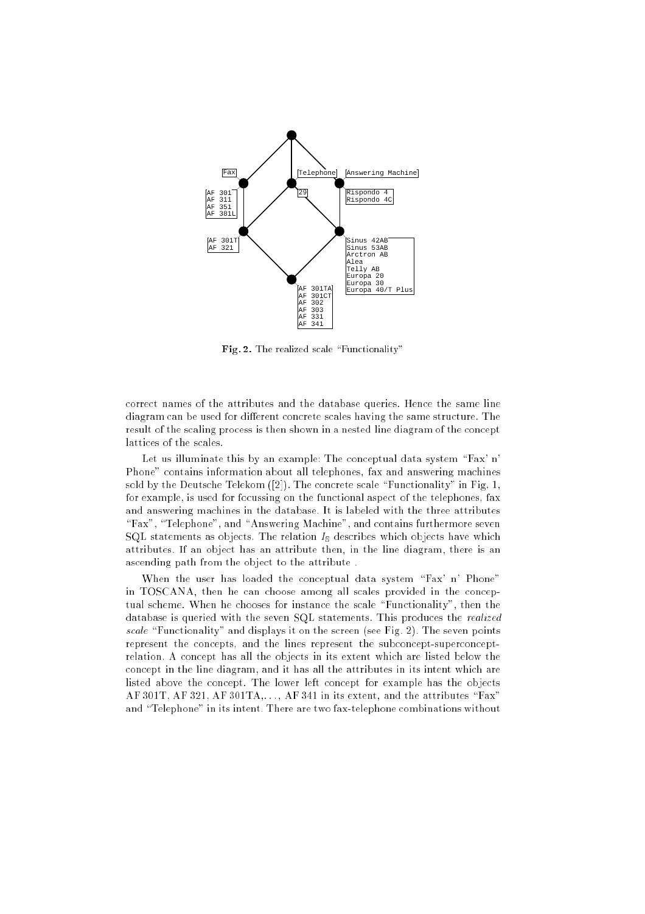Fig. 2. The realized scale "Functionality"

correct names of the attributes and the database queries. Hence the same line diagram can be used for different concrete scales having the same structure. The result of the scaling process is then shown in a nested line diagram of the concept lattices of the scales.

Let us illuminate this by an example: The conceptual data system "Fax' n' Phone" contains information about all telephones, fax and answering machines sold by the Deutsche Telekom ([2]). The concrete scale "Functionality" in Fig. 1, for example, is used for focussing on the functional aspect of the telephones, fax and answering machines in the database. It is labeled with the three attributes "Fax", "Telephone", and "Answering Machine", and contains furthermore seven SQL statements as objects. The relation $I_{\mathbb{S}}$ describes which objects have which attributes. If an object has an attribute then, in the line diagram, there is an ascending path from the object to the attribute .

When the user has loaded the conceptual data system "Fax' n' Phone" in TOSCANA, then he can choose among all scales provided in the conceptual scheme. When he chooses for instance the scale "Functionality", then the database is queried with the seven SQL statements. This produces the *realized scale* "Functionality" and displays it on the screen (see Fig. 2). The seven points represent the concepts, and the lines represent the subconcept-superconcept-relation. A concept has all the objects in its extent which are listed below the concept in the line diagram, and it has all the attributes in its intent which are listed above the concept. The lower left concept for example has the objects AF 301T, AF 321, AF 301TA,..., AF 341 in its extent, and the attributes "Fax" and "Telephone" in its intent. There are two fax-telephone combinations without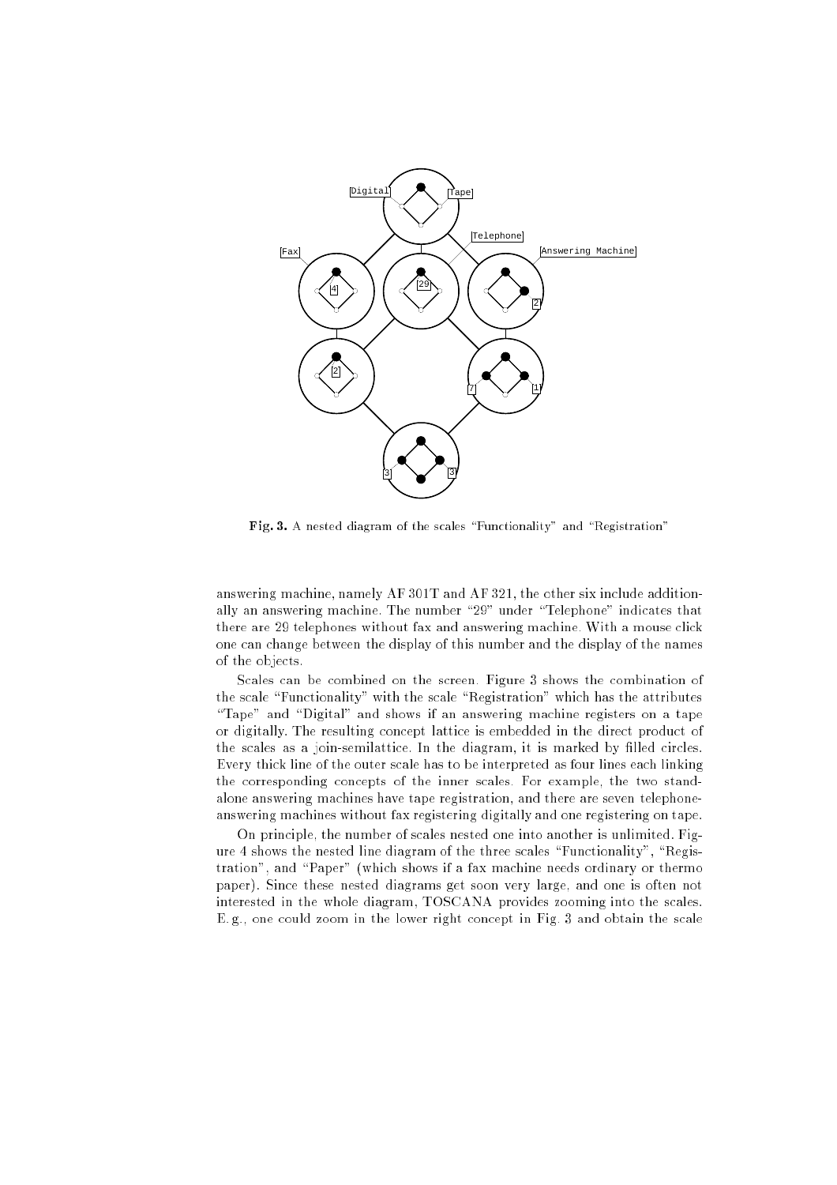**Fig. 3.** A nested diagram of the scales "Functionality" and "Registration"

answering machine, namely AF 301T and AF 321, the other six include additionally an answering machine. The number "29" under "Telephone" indicates that there are 29 telephones without fax and answering machine. With a mouse click one can change between the display of this number and the display of the names of the objects.

Scales can be combined on the screen. Figure 3 shows the combination of the scale "Functionality" with the scale "Registration" which has the attributes "Tape" and "Digital" and shows if an answering machine registers on a tape or digitally. The resulting concept lattice is embedded in the direct product of the scales as a join-semilattice. In the diagram, it is marked by filled circles. Every thick line of the outer scale has to be interpreted as four lines each linking the corresponding concepts of the inner scales. For example, the two standalone answering machines have tape registration, and there are seven telephone-answering machines without fax registering digitally and one registering on tape.

On principle, the number of scales nested one into another is unlimited. Figure 4 shows the nested line diagram of the three scales "Functionality", "Registration", and "Paper" (which shows if a fax machine needs ordinary or thermo paper). Since these nested diagrams get soon very large, and one is often not interested in the whole diagram, TOSCANA provides zooming into the scales. E. g., one could zoom in the lower right concept in Fig. 3 and obtain the scale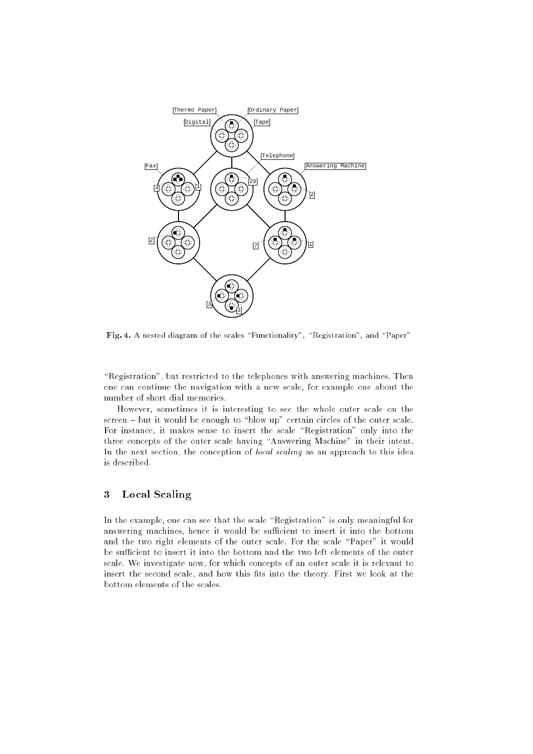**Fig. 4.** A nested diagram of the scales "Functionality", "Registration", and "Paper"

"Registration", but restricted to the telephones with answering machines. Then one can continue the navigation with a new scale, for example one about the number of short dial memories.

However, sometimes it is interesting to see the whole outer scale on the screen – but it would be enough to "blow up" certain circles of the outer scale. For instance, it makes sense to insert the scale "Registration" only into the three concepts of the outer scale having "Answering Machine" in their intent. In the next section, the conception of *local scaling* as an approach to this idea is described.

## 3 Local Scaling

In the example, one can see that the scale "Registration" is only meaningful for answering machines, hence it would be sufficient to insert it into the bottom and the two right elements of the outer scale. For the scale "Paper" it would be sufficient to insert it into the bottom and the two left elements of the outer scale. We investigate now, for which concepts of an outer scale it is relevant to insert the second scale, and how this fits into the theory. First we look at the bottom elements of the scales.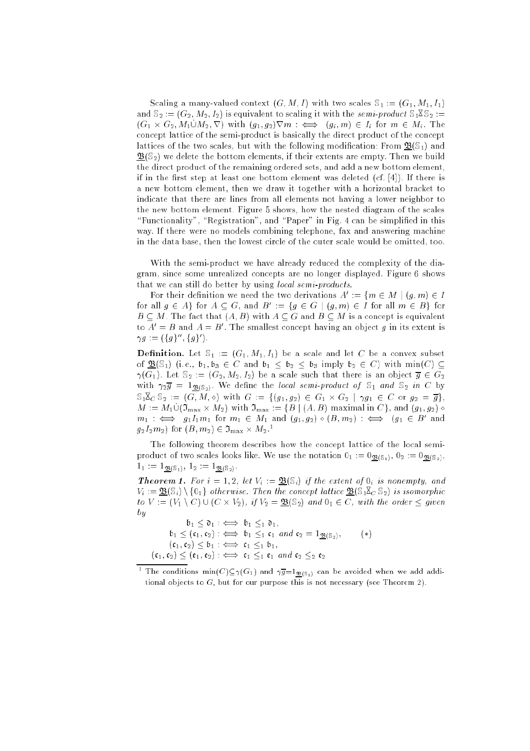Scaling a many-valued context $(G, M, I)$ with two scales $\mathbb{S}_1 := (G_1, M_1, I_1)$ and $\mathbb{S}_2 := (G_2, M_2, I_2)$ is equivalent to scaling it with the *semi-product* $\mathbb{S}_1 \underline{\times} \mathbb{S}_2 := (G_1 \times G_2, M_1 \dot\cup M_2, \nabla)$ with $(g_1, g_2) \nabla m :\iff (g_i, m) \in I_i$ for $m \in M_i$. The concept lattice of the semi-product is basically the direct product of the concept lattices of the two scales, but with the following modification: From $\underline{\mathfrak{B}}(\mathbb{S}_1)$ and $\underline{\mathfrak{B}}(\mathbb{S}_2)$ we delete the bottom elements, if their extents are empty. Then we build the direct product of the remaining ordered sets, and add a new bottom element, if in the first step at least one bottom element was deleted (cf. [4]). If there is a new bottom element, then we draw it together with a horizontal bracket to indicate that there are lines from all elements not having a lower neighbor to the new bottom element. Figure 5 shows, how the nested diagram of the scales "Functionality", "Registration", and "Paper" in Fig. 4 can be simplified in this way. If there were no models combining telephone, fax and answering machine in the data base, then the lowest circle of the outer scale would be omitted, too.

With the semi-product we have already reduced the complexity of the diagram, since some unrealized concepts are no longer displayed. Figure 6 shows that we can still do better by using *local semi-products*.

For their definition we need the two derivations $A' := \{m \in M \mid (g, m) \in I$ for all $g \in A\}$ for $A \subseteq G$, and $B' := \{g \in G \mid (g, m) \in I$ for all $m \in B\}$ for $B \subseteq M$. The fact that $(A, B)$ with $A \subseteq G$ and $B \subseteq M$ is a concept is equivalent to $A' = B$ and $A = B'$. The smallest concept having an object $g$ in its extent is $\gamma g := (\{g\}'', \{g\}')$.

**Definition.** Let $\mathbb{S}_1 := (G_1, M_1, I_1)$ be a scale and let $C$ be a convex subset of $\underline{\mathfrak{B}}(\mathbb{S}_1)$ (i.e., $\mathfrak{b}_1, \mathfrak{b}_3 \in C$ and $\mathfrak{b}_1 \leq \mathfrak{b}_2 \leq \mathfrak{b}_3$ imply $\mathfrak{b}_2 \in C$) with $\min(C) \subseteq \gamma(G_1)$. Let $\mathbb{S}_2 := (G_2, M_2, I_2)$ be a scale such that there is an object $\overline{g} \in G_2$ with $\gamma_2 \overline{g} = 1_{\underline{\mathfrak{B}}(\mathbb{S}_2)}$. We define the *local semi-product of* $\mathbb{S}_1$ *and* $\mathbb{S}_2$ *in* $C$ by $\mathbb{S}_1 \underline{\times}_C \mathbb{S}_2 := (G, M, \diamond)$ with $G := \{(g_1, g_2) \in G_1 \times G_2 \mid \gamma g_1 \in C$ or $g_2 = \overline{g}\}$, $M := M_1 \dot\cup (\mathfrak{I}_{\max} \times M_2)$ with $\mathfrak{I}_{\max} := \{B \mid (A, B)$ maximal in $C\}$, and $(g_1, g_2) \diamond m_1 :\iff g_1 I_1 m_1$ for $m_1 \in M_1$ and $(g_1, g_2) \diamond (B, m_2) :\iff (g_1 \in B'$ and $g_2 I_2 m_2)$ for $(B, m_2) \in \mathfrak{I}_{\max} \times M_2$.[1]

The following theorem describes how the concept lattice of the local semi-product of two scales looks like. We use the notation $0_1 := 0_{\underline{\mathfrak{B}}(\mathbb{S}_1)}$, $0_2 := 0_{\underline{\mathfrak{B}}(\mathbb{S}_2)}$, $1_1 := 1_{\underline{\mathfrak{B}}(\mathbb{S}_1)}$, $1_2 := 1_{\underline{\mathfrak{B}}(\mathbb{S}_2)}$.

***Theorem 1.*** *For $i = 1, 2$, let $V_i := \underline{\mathfrak{B}}(\mathbb{S}_i)$ if the extent of $0_i$ is nonempty, and $V_i := \underline{\mathfrak{B}}(\mathbb{S}_i) \setminus \{0_i\}$ otherwise. Then the concept lattice $\underline{\mathfrak{B}}(\mathbb{S}_1 \underline{\times}_C \mathbb{S}_2)$ is isomorphic to $V := (V_1 \setminus C) \cup (C \times V_2)$, if $V_2 = \underline{\mathfrak{B}}(\mathbb{S}_2)$ and $0_1 \in C$, with the order $\leq$ given by*

$$
\begin{aligned}
\mathfrak{b}_1 \leq \mathfrak{d}_1 &:\iff \mathfrak{b}_1 \leq_1 \mathfrak{d}_1, \\
\mathfrak{b}_1 \leq (\mathfrak{c}_1, \mathfrak{c}_2) &:\iff \mathfrak{b}_1 \leq_1 \mathfrak{c}_1 \text{ and } \mathfrak{c}_2 = 1_{\underline{\mathfrak{B}}(\mathbb{S}_2)}, \qquad (*) \\
(\mathfrak{c}_1, \mathfrak{c}_2) \leq \mathfrak{b}_1 &:\iff \mathfrak{c}_1 \leq_1 \mathfrak{b}_1, \\
(\mathfrak{c}_1, \mathfrak{c}_2) \leq (\mathfrak{e}_1, \mathfrak{e}_2) &:\iff \mathfrak{c}_1 \leq_1 \mathfrak{e}_1 \text{ and } \mathfrak{c}_2 \leq_2 \mathfrak{e}_2
\end{aligned}
$$

---

[1] The conditions $\min(C) \subseteq \gamma(G_1)$ and $\gamma \overline{g} = 1_{\underline{\mathfrak{B}}(\mathbb{S}_2)}$ can be avoided when we add additional objects to $G$, but for our purpose this is not necessary (see Theorem 2).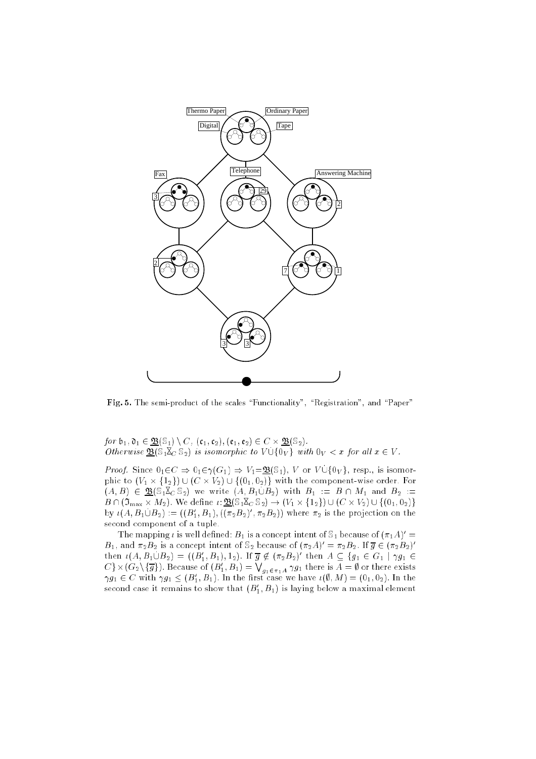**Fig. 5.** The semi-product of the scales "Functionality", "Registration", and "Paper"

*for* $\mathfrak{b}_1, \mathfrak{d}_1 \in \underline{\mathfrak{B}}(\mathbb{S}_1) \setminus C$, $(\mathfrak{c}_1, \mathfrak{c}_2), (\mathfrak{e}_1, \mathfrak{e}_2) \in C \times \underline{\mathfrak{B}}(\mathbb{S}_2)$.
*Otherwise* $\underline{\mathfrak{B}}(\mathbb{S}_1 \bar{\underline{\times}}_C \mathbb{S}_2)$ *is isomorphic to* $V \dot{\cup} \{0_V\}$ *with* $0_V < x$ *for all* $x \in V$.

*Proof.* Since $0_1 \in C \Rightarrow 0_1 \in \gamma(G_1) \Rightarrow V_1 = \underline{\mathfrak{B}}(\mathbb{S}_1)$, $V$ or $V \dot{\cup} \{0_V\}$, resp., is isomorphic to $(V_1 \times \{1_2\}) \cup (C \times V_2) \cup \{(0_1, 0_2)\}$ with the component-wise order. For $(A, B) \in \underline{\mathfrak{B}}(\mathbb{S}_1 \bar{\underline{\times}}_C \mathbb{S}_2)$ we write $(A, B_1 \dot{\cup} B_2)$ with $B_1 := B \cap M_1$ and $B_2 := B \cap (\mathfrak{I}_{\max} \times M_2)$. We define $\iota \colon \underline{\mathfrak{B}}(\mathbb{S}_1 \bar{\underline{\times}}_C \mathbb{S}_2) \to (V_1 \times \{1_2\}) \cup (C \times V_2) \cup \{(0_1, 0_2)\}$ by $\iota(A, B_1 \dot{\cup} B_2) := ((B_1', B_1), ((\pi_2 B_2)', \pi_2 B_2))$ where $\pi_2$ is the projection on the second component of a tuple.

The mapping $\iota$ is well defined: $B_1$ is a concept intent of $\mathbb{S}_1$ because of $(\pi_1 A)' = B_1$, and $\pi_2 B_2$ is a concept intent of $\mathbb{S}_2$ because of $(\pi_2 A)' = \pi_2 B_2$. If $\overline{g} \in (\pi_2 B_2)'$ then $\iota(A, B_1 \dot{\cup} B_2) = ((B_1', B_1), 1_2)$. If $\overline{g} \notin (\pi_2 B_2)'$ then $A \subseteq \{g_1 \in G_1 \mid \gamma g_1 \in C\} \times (G_2 \setminus \{\overline{g}\})$. Because of $(B_1', B_1) = \bigvee_{g_1 \in \pi_1 A} \gamma g_1$ there is $A = \emptyset$ or there exists $\gamma g_1 \in C$ with $\gamma g_1 \leq (B_1', B_1)$. In the first case we have $\iota(\emptyset, M) = (0_1, 0_2)$. In the second case it remains to show that $(B_1', B_1)$ is laying below a maximal element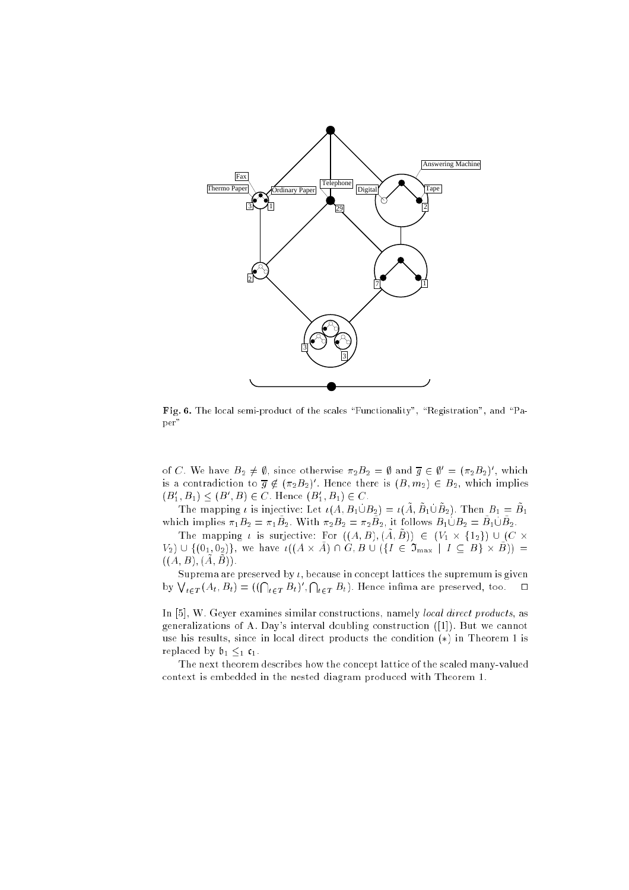Fig. 6. The local semi-product of the scales "Functionality", "Registration", and "Paper"

of $C$. We have $B_2 \neq \emptyset$, since otherwise $\pi_2 B_2 = \emptyset$ and $\overline{g} \in \emptyset' = (\pi_2 B_2)'$, which is a contradiction to $\overline{g} \notin (\pi_2 B_2)'$. Hence there is $(B, m_2) \in B_2$, which implies $(B_1', B_1) \leq (B', B) \in C$. Hence $(B_1', B_1) \in C$.

The mapping $\iota$ is injective: Let $\iota(A, B_1 \dot\cup B_2) = \iota(\tilde{A}, \tilde{B}_1 \dot\cup \tilde{B}_2)$. Then $B_1 = \tilde{B}_1$ which implies $\pi_1 B_2 = \pi_1 \tilde{B}_2$. With $\pi_2 B_2 = \pi_2 \tilde{B}_2$, it follows $B_1 \dot\cup B_2 = \tilde{B}_1 \dot\cup \tilde{B}_2$.

The mapping $\iota$ is surjective: For $((A, B), (\tilde{A}, \tilde{B})) \in (V_1 \times \{1_2\}) \cup (C \times V_2) \cup \{(0_1, 0_2)\}$, we have $\iota((A \times \tilde{A}) \cap G, B \cup (\{I \in \mathfrak{I}_{\max} \mid I \subseteq B\} \times \tilde{B})) = ((A, B), (\tilde{A}, \tilde{B}))$.

Suprema are preserved by $\iota$, because in concept lattices the supremum is given by $\bigvee_{t \in T}(A_t, B_t) = ((\bigcap_{t \in T} B_t)', \bigcap_{t \in T} B_t)$. Hence infima are preserved, too. $\square$

In [5], W. Geyer examines similar constructions, namely *local direct products*, as generalizations of A. Day's interval doubling construction ([1]). But we cannot use his results, since in local direct products the condition (*) in Theorem 1 is replaced by $\mathfrak{b}_1 \leq_1 \mathfrak{c}_1$.

The next theorem describes how the concept lattice of the scaled many-valued context is embedded in the nested diagram produced with Theorem 1.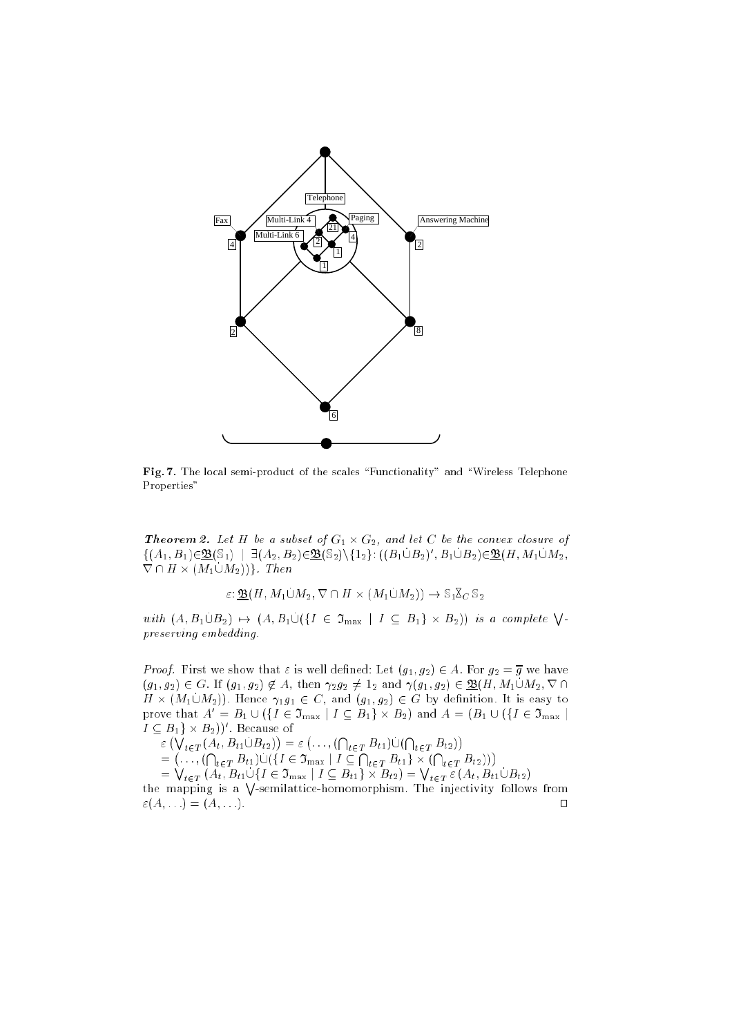**Fig. 7.** The local semi-product of the scales "Functionality" and "Wireless Telephone Properties"

***Theorem 2.*** *Let $H$ be a subset of $G_1 \times G_2$, and let $C$ be the convex closure of $\{(A_1, B_1) \in \underline{\mathfrak{B}}(\mathbb{S}_1) \mid \exists (A_2, B_2) \in \underline{\mathfrak{B}}(\mathbb{S}_2) \setminus \{1_2\} \colon ((B_1 \dot\cup B_2)', B_1 \dot\cup B_2) \in \underline{\mathfrak{B}}(H, M_1 \dot\cup M_2, \nabla \cap H \times (M_1 \dot\cup M_2))\}$. Then*

$$\varepsilon \colon \underline{\mathfrak{B}}(H, M_1 \dot\cup M_2, \nabla \cap H \times (M_1 \dot\cup M_2)) \to \mathbb{S}_1 \bar{\boxtimes}_C \mathbb{S}_2$$

*with $(A, B_1 \dot\cup B_2) \mapsto (A, B_1 \dot\cup (\{I \in \mathfrak{I}_{\max} \mid I \subseteq B_1\} \times B_2))$ is a complete $\bigvee$-preserving embedding.*

*Proof.* First we show that $\varepsilon$ is well defined: Let $(g_1, g_2) \in A$. For $g_2 = \overline{g}$ we have $(g_1, g_2) \in G$. If $(g_1, g_2) \notin A$, then $\gamma_2 g_2 \neq 1_2$ and $\gamma(g_1, g_2) \in \underline{\mathfrak{B}}(H, M_1 \dot\cup M_2, \nabla \cap H \times (M_1 \dot\cup M_2))$. Hence $\gamma_1 g_1 \in C$, and $(g_1, g_2) \in G$ by definition. It is easy to prove that $A' = B_1 \cup (\{I \in \mathfrak{I}_{\max} \mid I \subseteq B_1\} \times B_2)$ and $A = (B_1 \cup (\{I \in \mathfrak{I}_{\max} \mid I \subseteq B_1\} \times B_2))'$. Because of

$\varepsilon\left(\bigvee_{t \in T} (A_t, B_{t1} \dot\cup B_{t2})\right) = \varepsilon\left(\ldots, (\bigcap_{t \in T} B_{t1}) \dot\cup (\bigcap_{t \in T} B_{t2})\right)$

$= \left(\ldots, (\bigcap_{t \in T} B_{t1}) \dot\cup (\{I \in \mathfrak{I}_{\max} \mid I \subseteq \bigcap_{t \in T} B_{t1}\} \times (\bigcap_{t \in T} B_{t2}))\right)$

$= \bigvee_{t \in T} (A_t, B_{t1} \dot\cup \{I \in \mathfrak{I}_{\max} \mid I \subseteq B_{t1}\} \times B_{t2}) = \bigvee_{t \in T} \varepsilon (A_t, B_{t1} \dot\cup B_{t2})$

the mapping is a $\bigvee$-semilattice-homomorphism. The injectivity follows from $\varepsilon(A, \ldots) = (A, \ldots)$. $\square$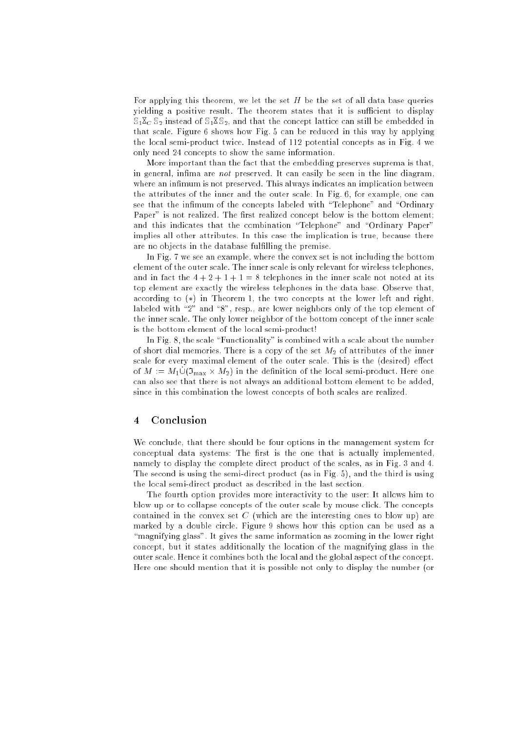For applying this theorem, we let the set $H$ be the set of all data base queries yielding a positive result. The theorem states that it is sufficient to display $\mathbb{S}_1 \boxtimes_C \mathbb{S}_2$ instead of $\mathbb{S}_1 \boxtimes \mathbb{S}_2$, and that the concept lattice can still be embedded in that scale. Figure 6 shows how Fig. 5 can be reduced in this way by applying the local semi-product twice. Instead of 112 potential concepts as in Fig. 4 we only need 24 concepts to show the same information.

More important than the fact that the embedding preserves suprema is that, in general, infima are *not* preserved. It can easily be seen in the line diagram, where an infimum is not preserved. This always indicates an implication between the attributes of the inner and the outer scale. In Fig. 6, for example, one can see that the infimum of the concepts labeled with "Telephone" and "Ordinary Paper" is not realized. The first realized concept below is the bottom element; and this indicates that the combination "Telephone" and "Ordinary Paper" implies all other attributes. In this case the implication is true, because there are no objects in the database fulfilling the premise.

In Fig. 7 we see an example, where the convex set is not including the bottom element of the outer scale. The inner scale is only relevant for wireless telephones, and in fact the $4 + 2 + 1 + 1 = 8$ telephones in the inner scale not noted at its top element are exactly the wireless telephones in the data base. Observe that, according to ($*$) in Theorem 1, the two concepts at the lower left and right, labeled with "2" and "8", resp., are lower neighbors only of the top element of the inner scale. The only lower neighbor of the bottom concept of the inner scale is the bottom element of the local semi-product!

In Fig. 8, the scale "Functionality" is combined with a scale about the number of short dial memories. There is a copy of the set $M_2$ of attributes of the inner scale for every maximal element of the outer scale. This is the (desired) effect of $M := M_1 \dot{\cup} (\mathfrak{J}_{\max} \times M_2)$ in the definition of the local semi-product. Here one can also see that there is not always an additional bottom element to be added, since in this combination the lowest concepts of both scales are realized.

## 4 Conclusion

We conclude, that there should be four options in the management system for conceptual data systems: The first is the one that is actually implemented, namely to display the complete direct product of the scales, as in Fig. 3 and 4. The second is using the semi-direct product (as in Fig. 5), and the third is using the local semi-direct product as described in the last section.

The fourth option provides more interactivity to the user: It allows him to blow up or to collapse concepts of the outer scale by mouse click. The concepts contained in the convex set $C$ (which are the interesting ones to blow up) are marked by a double circle. Figure 9 shows how this option can be used as a "magnifying glass". It gives the same information as zooming in the lower right concept, but it states additionally the location of the magnifying glass in the outer scale. Hence it combines both the local and the global aspect of the concept. Here one should mention that it is possible not only to display the number (or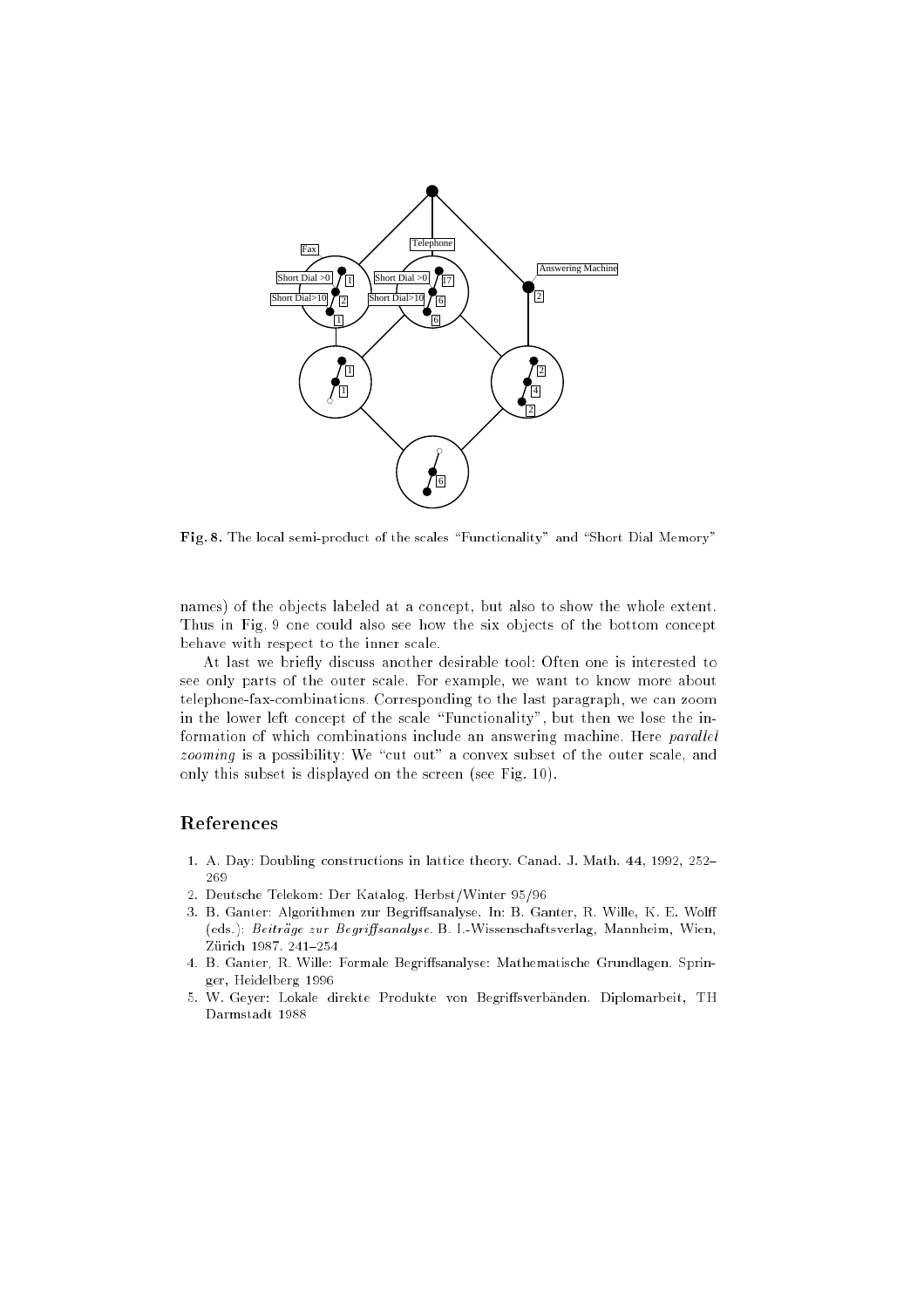Fig. 8. The local semi-product of the scales "Functionality" and "Short Dial Memory"

names) of the objects labeled at a concept, but also to show the whole extent. Thus in Fig. 9 one could also see how the six objects of the bottom concept behave with respect to the inner scale.

At last we briefly discuss another desirable tool: Often one is interested to see only parts of the outer scale. For example, we want to know more about telephone-fax-combinations. Corresponding to the last paragraph, we can zoom in the lower left concept of the scale "Functionality", but then we lose the information of which combinations include an answering machine. Here *parallel zooming* is a possibility: We "cut out" a convex subset of the outer scale, and only this subset is displayed on the screen (see Fig. 10).

## References

1. A. Day: Doubling constructions in lattice theory. Canad. J. Math. **44**, 1992, 252–269
2. Deutsche Telekom: Der Katalog. Herbst/Winter 95/96
3. B. Ganter: Algorithmen zur Begriffsanalyse. In: B. Ganter, R. Wille, K. E. Wolff (eds.): *Beiträge zur Begriffsanalyse*. B. I.-Wissenschaftsverlag, Mannheim, Wien, Zürich 1987. 241–254
4. B. Ganter, R. Wille: Formale Begriffsanalyse: Mathematische Grundlagen. Springer, Heidelberg 1996
5. W. Geyer: Lokale direkte Produkte von Begriffsverbänden. Diplomarbeit, TH Darmstadt 1988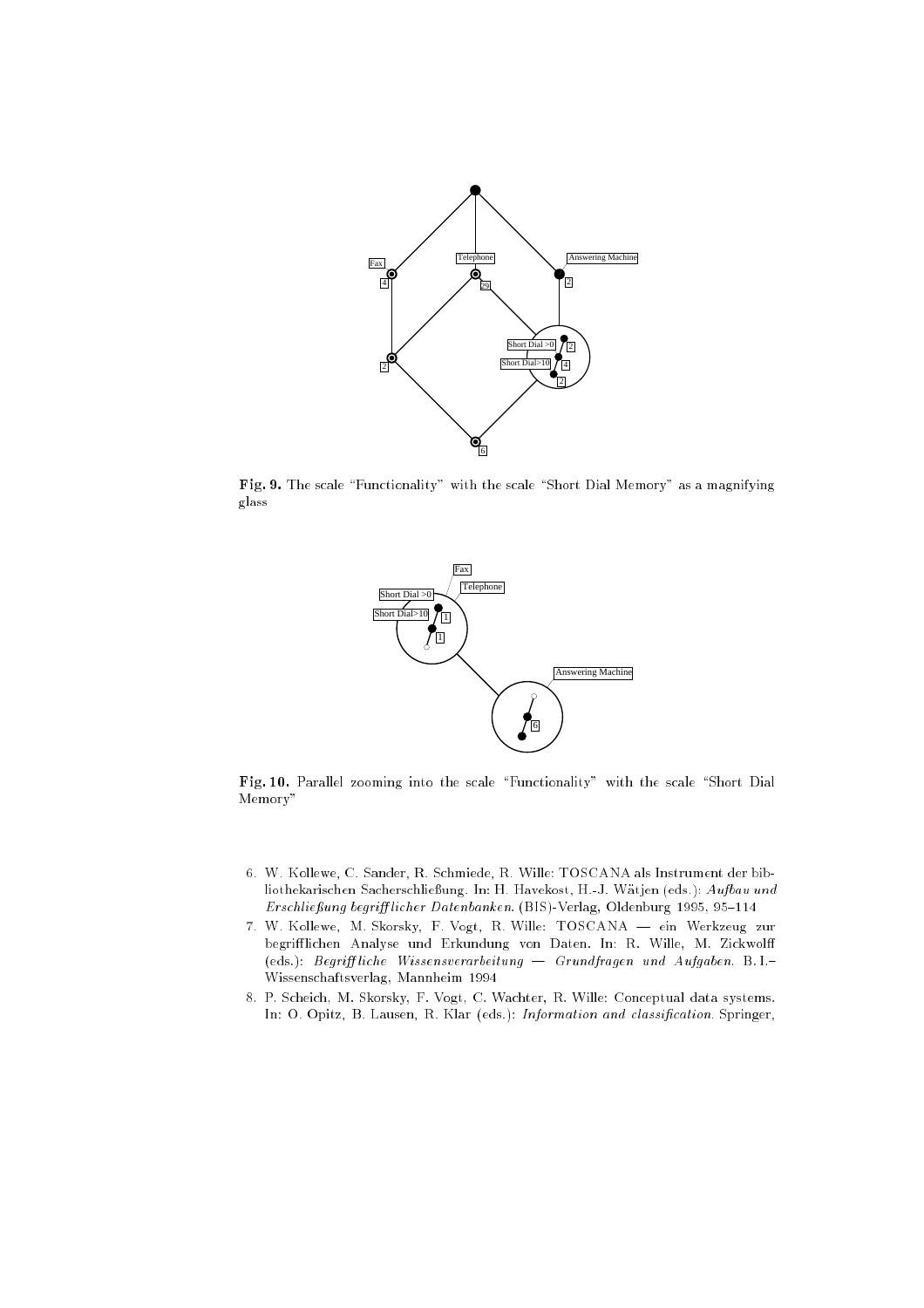**Fig. 9.** The scale "Functionality" with the scale "Short Dial Memory" as a magnifying glass

**Fig. 10.** Parallel zooming into the scale "Functionality" with the scale "Short Dial Memory"

6. W. Kollewe, C. Sander, R. Schmiede, R. Wille: TOSCANA als Instrument der bibliothekarischen Sacherschließung. In: H. Havekost, H.-J. Wätjen (eds.): *Aufbau und Erschließung begrifflicher Datenbanken*. (BIS)-Verlag, Oldenburg 1995, 95–114
7. W. Kollewe, M. Skorsky, F. Vogt, R. Wille: TOSCANA — ein Werkzeug zur begrifflichen Analyse und Erkundung von Daten. In: R. Wille, M. Zickwolff (eds.): *Begriffliche Wissensverarbeitung — Grundfragen und Aufgaben*. B. I.–Wissenschaftsverlag, Mannheim 1994
8. P. Scheich, M. Skorsky, F. Vogt, C. Wachter, R. Wille: Conceptual data systems. In: O. Opitz, B. Lausen, R. Klar (eds.): *Information and classification*. Springer,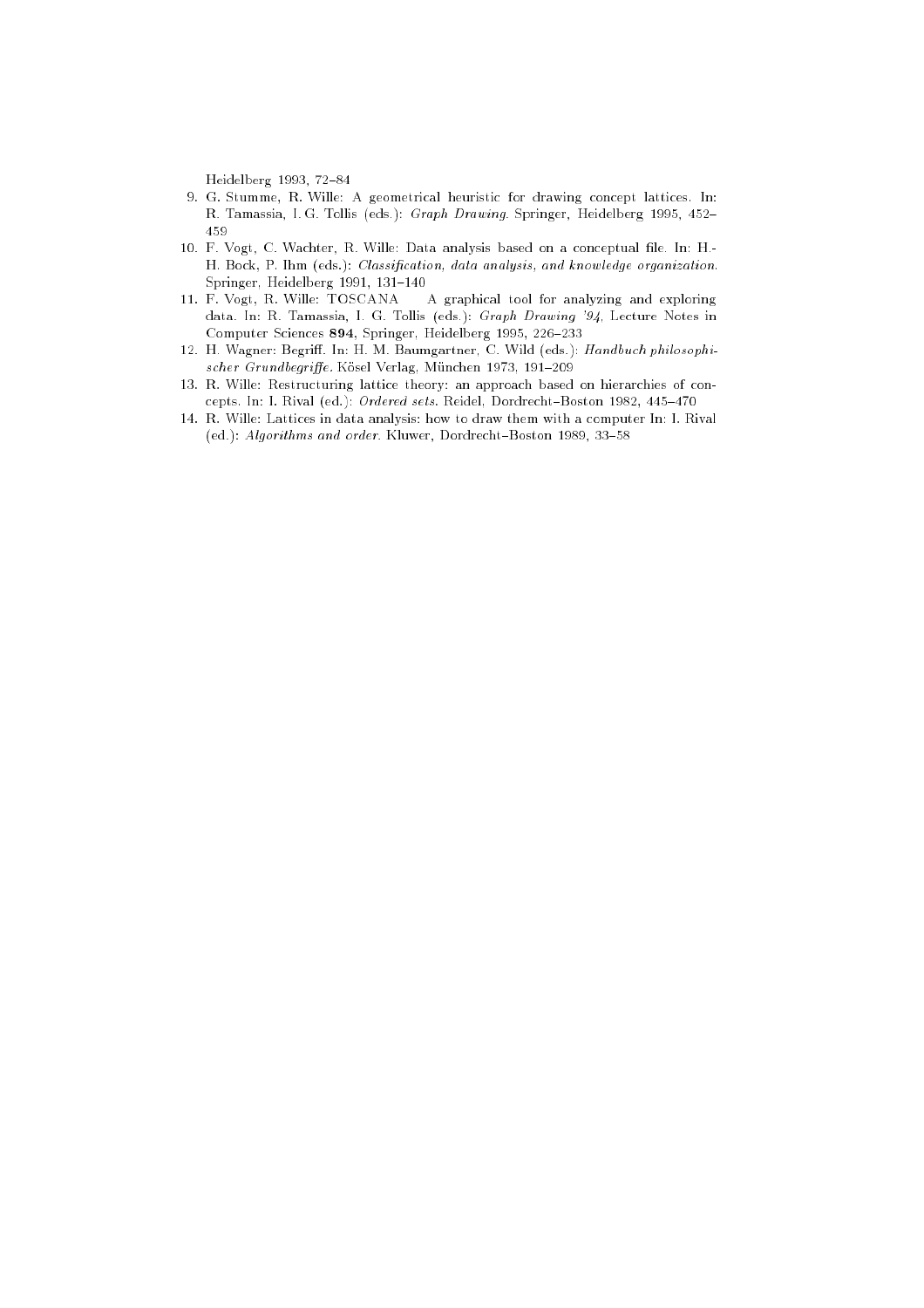Heidelberg 1993, 72–84

9. G. Stumme, R. Wille: A geometrical heuristic for drawing concept lattices. In: R. Tamassia, I. G. Tollis (eds.): *Graph Drawing*. Springer, Heidelberg 1995, 452–459
10. F. Vogt, C. Wachter, R. Wille: Data analysis based on a conceptual file. In: H.-H. Bock, P. Ihm (eds.): *Classification, data analysis, and knowledge organization*. Springer, Heidelberg 1991, 131–140
11. F. Vogt, R. Wille: TOSCANA — A graphical tool for analyzing and exploring data. In: R. Tamassia, I. G. Tollis (eds.): *Graph Drawing '94*, Lecture Notes in Computer Sciences **894**, Springer, Heidelberg 1995, 226–233
12. H. Wagner: Begriff. In: H. M. Baumgartner, C. Wild (eds.): *Handbuch philosophischer Grundbegriffe*. Kösel Verlag, München 1973, 191–209
13. R. Wille: Restructuring lattice theory: an approach based on hierarchies of concepts. In: I. Rival (ed.): *Ordered sets*. Reidel, Dordrecht–Boston 1982, 445–470
14. R. Wille: Lattices in data analysis: how to draw them with a computer In: I. Rival (ed.): *Algorithms and order*. Kluwer, Dordrecht–Boston 1989, 33–58